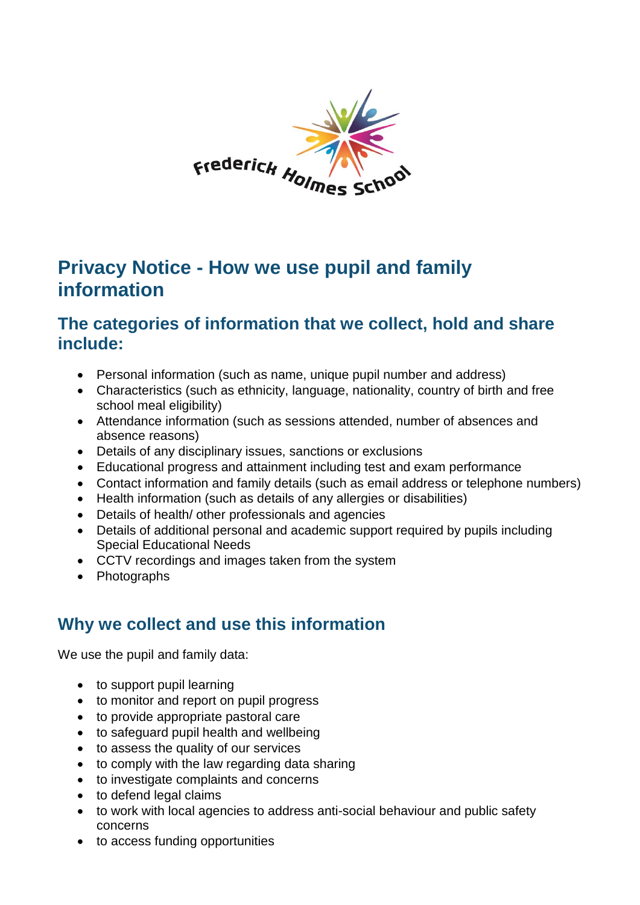# Privacy Notice - How we use pupil and family information

## The categories of information that we collect, hold and share include:

- Personal information (such as name, unique pupil number and address)
- Characteristics (such as ethnicity, language, nationality, country of birth and free school meal eligibility)
- Attendance information (such as sessions attended, number of absences and absence reasons)
- Details of any disciplinary issues, sanctions or exclusions
- Educational progress and attainment including test and exam performance
- Contact information and family details (such as email address or telephone numbers)
- Health information (such as details of any allergies or disabilities)
- Details of health/ other professionals and agencies
- Details of additional personal and academic support required by pupils including Special Educational Needs
- CCTV recordings and images taken from the system
- Photographs

## Why we collect and use this information

We use the pupil and family data:

- to support pupil learning
- to monitor and report on pupil progress
- to provide appropriate pastoral care
- to safeguard pupil health and wellbeing
- to assess the quality of our services
- to comply with the law regarding data sharing
- to investigate complaints and concerns
- to defend legal claims
- to work with local agencies to address anti-social behaviour and public safety concerns
- to access funding opportunities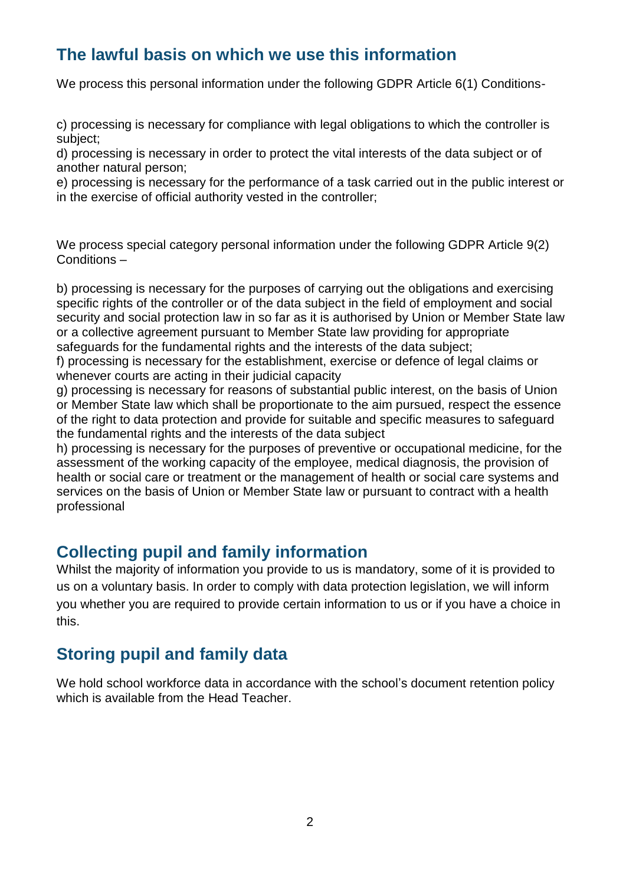## The lawful basis on which we use this information

We process this personal information under the following GDPR Article 6(1) Conditions-

c) processing is necessary for compliance with legal obligations to which the controller is subject;
d) processing is necessary in order to protect the vital interests of the data subject or of another natural person;
e) processing is necessary for the performance of a task carried out in the public interest or in the exercise of official authority vested in the controller;

We process special category personal information under the following GDPR Article 9(2) Conditions –

b) processing is necessary for the purposes of carrying out the obligations and exercising specific rights of the controller or of the data subject in the field of employment and social security and social protection law in so far as it is authorised by Union or Member State law or a collective agreement pursuant to Member State law providing for appropriate safeguards for the fundamental rights and the interests of the data subject;
f) processing is necessary for the establishment, exercise or defence of legal claims or whenever courts are acting in their judicial capacity
g) processing is necessary for reasons of substantial public interest, on the basis of Union or Member State law which shall be proportionate to the aim pursued, respect the essence of the right to data protection and provide for suitable and specific measures to safeguard the fundamental rights and the interests of the data subject
h) processing is necessary for the purposes of preventive or occupational medicine, for the assessment of the working capacity of the employee, medical diagnosis, the provision of health or social care or treatment or the management of health or social care systems and services on the basis of Union or Member State law or pursuant to contract with a health professional

## Collecting pupil and family information

Whilst the majority of information you provide to us is mandatory, some of it is provided to us on a voluntary basis. In order to comply with data protection legislation, we will inform you whether you are required to provide certain information to us or if you have a choice in this.

## Storing pupil and family data

We hold school workforce data in accordance with the school's document retention policy which is available from the Head Teacher.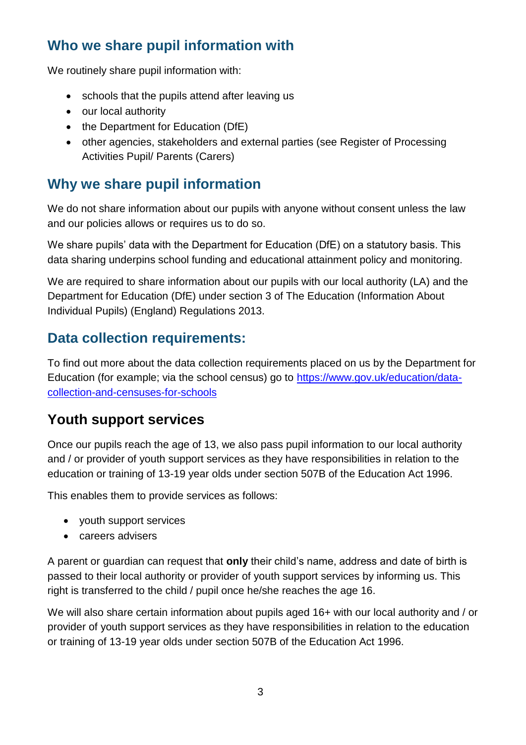## Who we share pupil information with

We routinely share pupil information with:

- schools that the pupils attend after leaving us
- our local authority
- the Department for Education (DfE)
- other agencies, stakeholders and external parties (see Register of Processing Activities Pupil/ Parents (Carers)

## Why we share pupil information

We do not share information about our pupils with anyone without consent unless the law and our policies allows or requires us to do so.

We share pupils' data with the Department for Education (DfE) on a statutory basis. This data sharing underpins school funding and educational attainment policy and monitoring.

We are required to share information about our pupils with our local authority (LA) and the Department for Education (DfE) under section 3 of The Education (Information About Individual Pupils) (England) Regulations 2013.

## Data collection requirements:

To find out more about the data collection requirements placed on us by the Department for Education (for example; via the school census) go to [https://www.gov.uk/education/data-collection-and-censuses-for-schools](https://www.gov.uk/education/data-collection-and-censuses-for-schools)

## Youth support services

Once our pupils reach the age of 13, we also pass pupil information to our local authority and / or provider of youth support services as they have responsibilities in relation to the education or training of 13-19 year olds under section 507B of the Education Act 1996.

This enables them to provide services as follows:

- youth support services
- careers advisers

A parent or guardian can request that **only** their child's name, address and date of birth is passed to their local authority or provider of youth support services by informing us. This right is transferred to the child / pupil once he/she reaches the age 16.

We will also share certain information about pupils aged 16+ with our local authority and / or provider of youth support services as they have responsibilities in relation to the education or training of 13-19 year olds under section 507B of the Education Act 1996.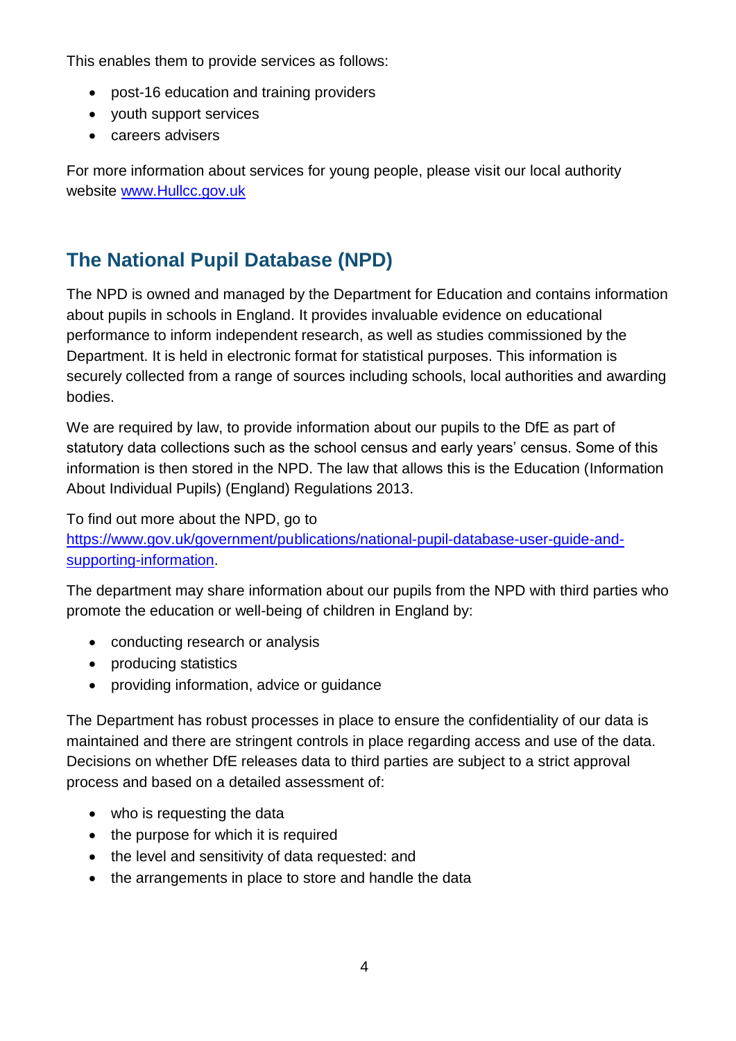This enables them to provide services as follows:

- post-16 education and training providers
- youth support services
- careers advisers

For more information about services for young people, please visit our local authority website [www.Hullcc.gov.uk](http://www.Hullcc.gov.uk)

## The National Pupil Database (NPD)

The NPD is owned and managed by the Department for Education and contains information about pupils in schools in England. It provides invaluable evidence on educational performance to inform independent research, as well as studies commissioned by the Department. It is held in electronic format for statistical purposes. This information is securely collected from a range of sources including schools, local authorities and awarding bodies.

We are required by law, to provide information about our pupils to the DfE as part of statutory data collections such as the school census and early years' census. Some of this information is then stored in the NPD. The law that allows this is the Education (Information About Individual Pupils) (England) Regulations 2013.

To find out more about the NPD, go to [https://www.gov.uk/government/publications/national-pupil-database-user-guide-and-supporting-information](https://www.gov.uk/government/publications/national-pupil-database-user-guide-and-supporting-information).

The department may share information about our pupils from the NPD with third parties who promote the education or well-being of children in England by:

- conducting research or analysis
- producing statistics
- providing information, advice or guidance

The Department has robust processes in place to ensure the confidentiality of our data is maintained and there are stringent controls in place regarding access and use of the data. Decisions on whether DfE releases data to third parties are subject to a strict approval process and based on a detailed assessment of:

- who is requesting the data
- the purpose for which it is required
- the level and sensitivity of data requested: and
- the arrangements in place to store and handle the data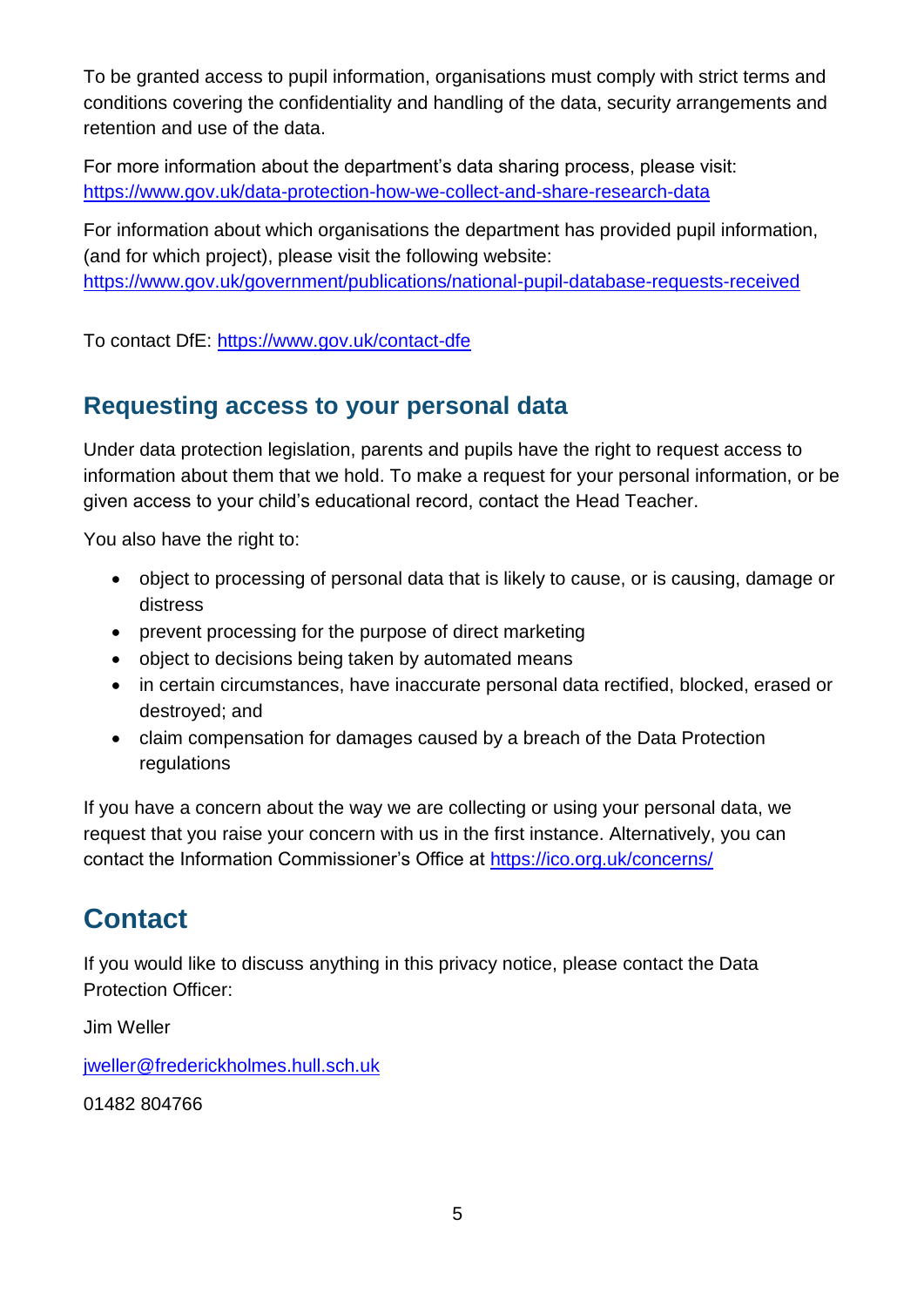To be granted access to pupil information, organisations must comply with strict terms and conditions covering the confidentiality and handling of the data, security arrangements and retention and use of the data.

For more information about the department's data sharing process, please visit: https://www.gov.uk/data-protection-how-we-collect-and-share-research-data

For information about which organisations the department has provided pupil information, (and for which project), please visit the following website: https://www.gov.uk/government/publications/national-pupil-database-requests-received

To contact DfE: https://www.gov.uk/contact-dfe

## Requesting access to your personal data

Under data protection legislation, parents and pupils have the right to request access to information about them that we hold. To make a request for your personal information, or be given access to your child's educational record, contact the Head Teacher.

You also have the right to:

- object to processing of personal data that is likely to cause, or is causing, damage or distress
- prevent processing for the purpose of direct marketing
- object to decisions being taken by automated means
- in certain circumstances, have inaccurate personal data rectified, blocked, erased or destroyed; and
- claim compensation for damages caused by a breach of the Data Protection regulations

If you have a concern about the way we are collecting or using your personal data, we request that you raise your concern with us in the first instance. Alternatively, you can contact the Information Commissioner's Office at https://ico.org.uk/concerns/

# Contact

If you would like to discuss anything in this privacy notice, please contact the Data Protection Officer:

Jim Weller

jweller@frederickholmes.hull.sch.uk

01482 804766